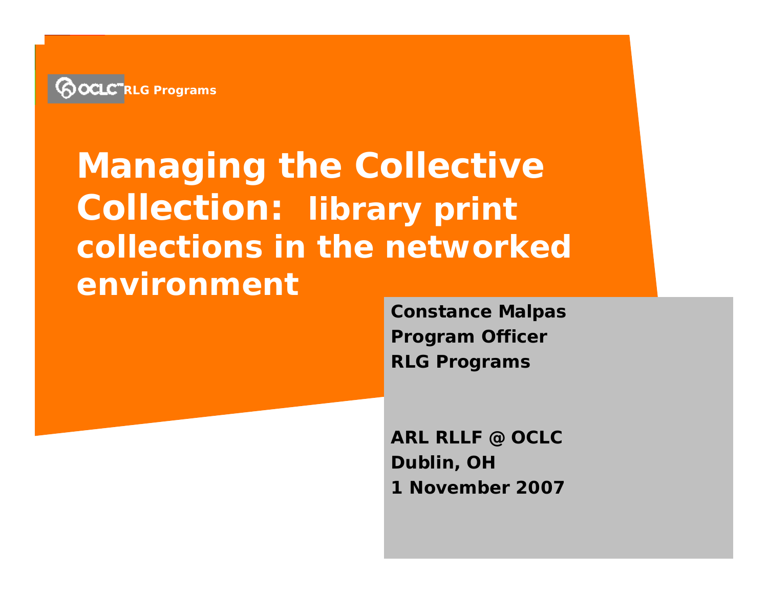OCLC RLG Programs

# Managing the Collective Collection: library print collections in the networked environment

**Constance Malpas**
**Program Officer**
**RLG Programs**

**ARL RLLF @ OCLC**
**Dublin, OH**
**1 November 2007**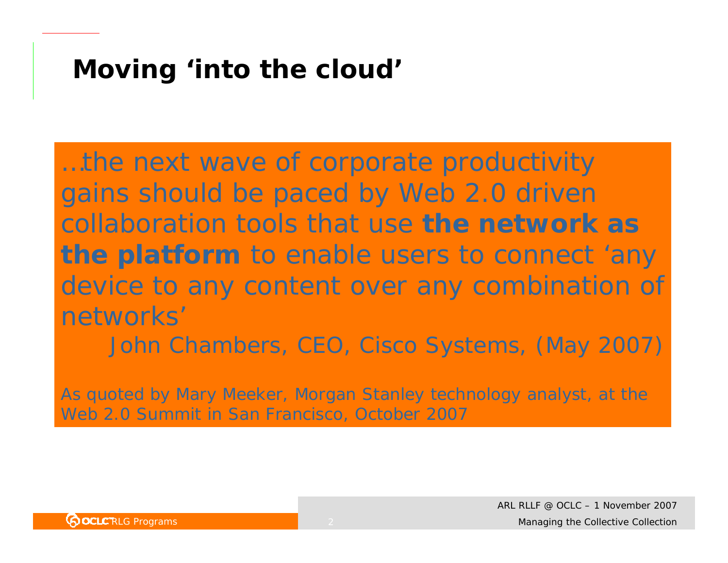# Moving 'into the cloud'

…the next wave of corporate productivity gains should be paced by Web 2.0 driven collaboration tools that use **the network as the platform** to enable users to connect 'any device to any content over any combination of networks'

John Chambers, CEO, Cisco Systems, (May 2007)

As quoted by Mary Meeker, Morgan Stanley technology analyst, at the Web 2.0 Summit in San Francisco, October 2007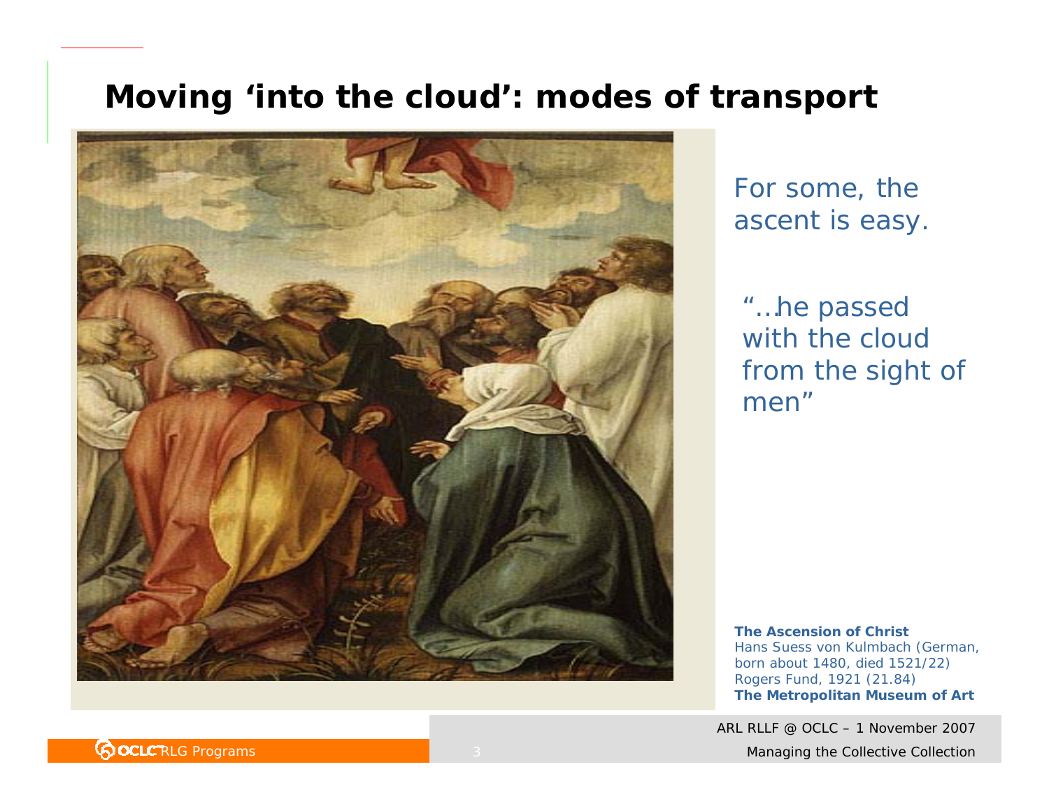# Moving 'into the cloud': modes of transport

For some, the ascent is easy.

"…he passed with the cloud from the sight of men"

**The Ascension of Christ**
Hans Suess von Kulmbach (German, born about 1480, died 1521/22)
Rogers Fund, 1921 (21.84)
**The Metropolitan Museum of Art**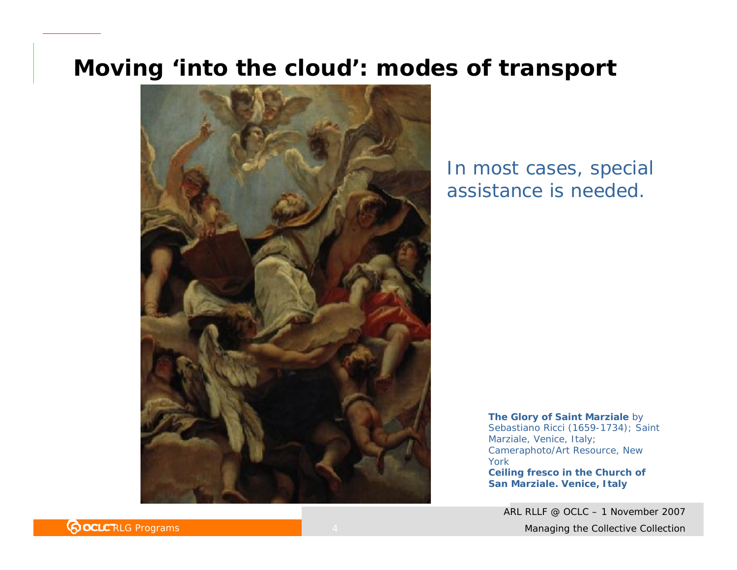# Moving 'into the cloud': modes of transport

In most cases, special assistance is needed.

**The Glory of Saint Marziale** by Sebastiano Ricci (1659-1734); Saint Marziale, Venice, Italy; Cameraphoto/Art Resource, New York
**Ceiling fresco in the Church of San Marziale. Venice, Italy**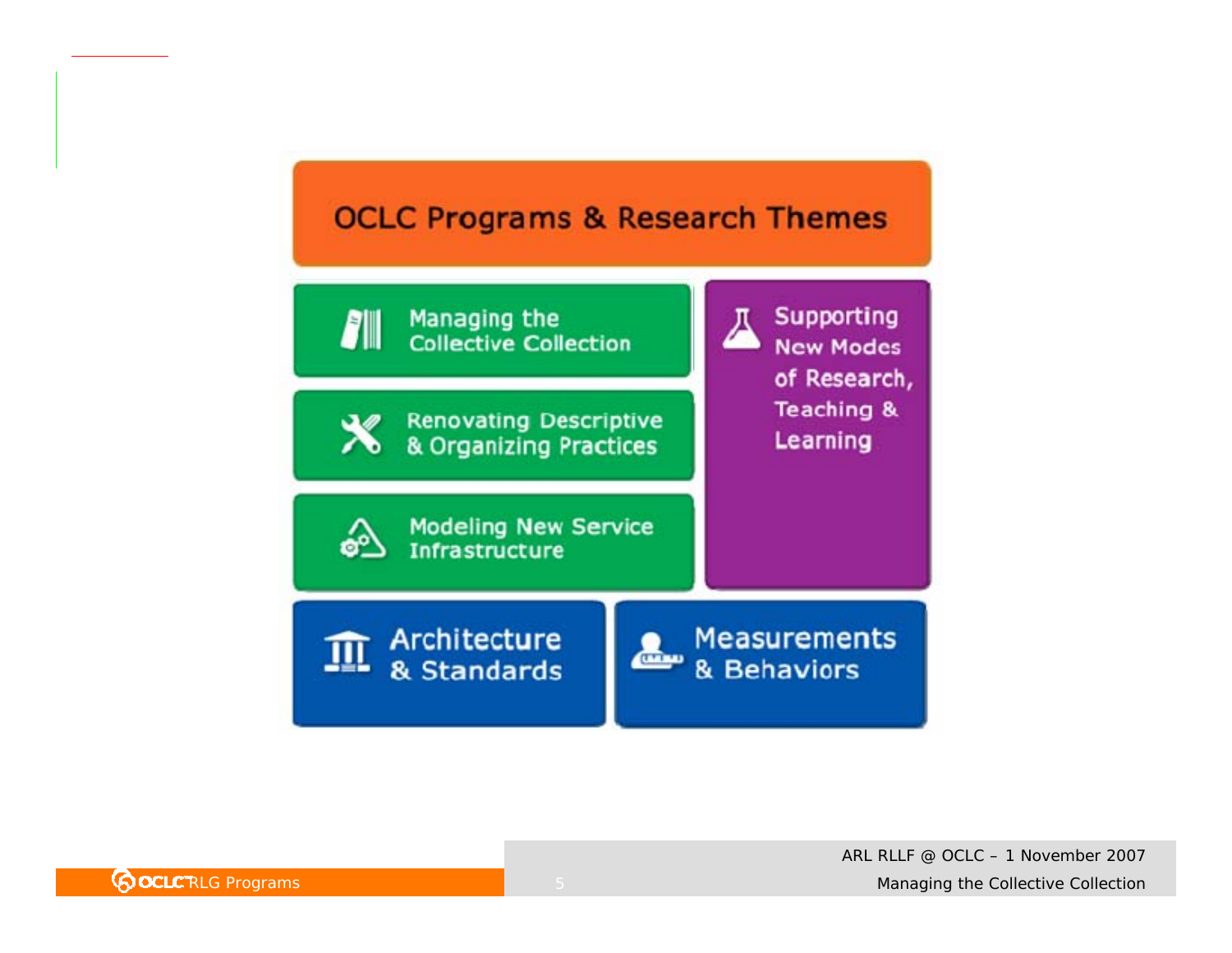# OCLC Programs & Research Themes

- Managing the Collective Collection
- Renovating Descriptive & Organizing Practices
- Modeling New Service Infrastructure
- Supporting New Modes of Research, Teaching & Learning
- Architecture & Standards
- Measurements & Behaviors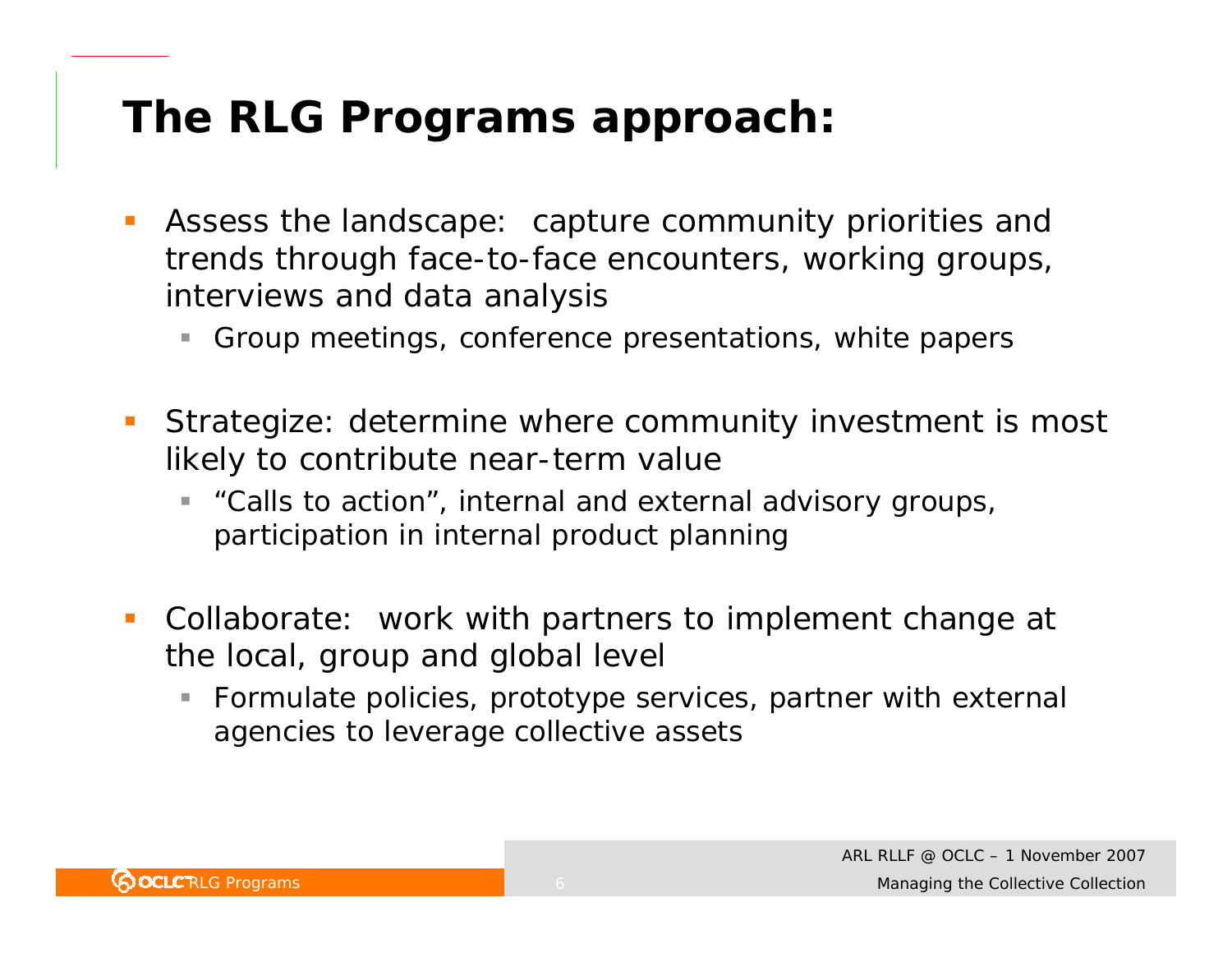# The RLG Programs approach:

- Assess the landscape: capture community priorities and trends through face-to-face encounters, working groups, interviews and data analysis
  - Group meetings, conference presentations, white papers
- Strategize: determine where community investment is most likely to contribute near-term value
  - "Calls to action", internal and external advisory groups, participation in internal product planning
- Collaborate: work with partners to implement change at the local, group and global level
  - Formulate policies, prototype services, partner with external agencies to leverage collective assets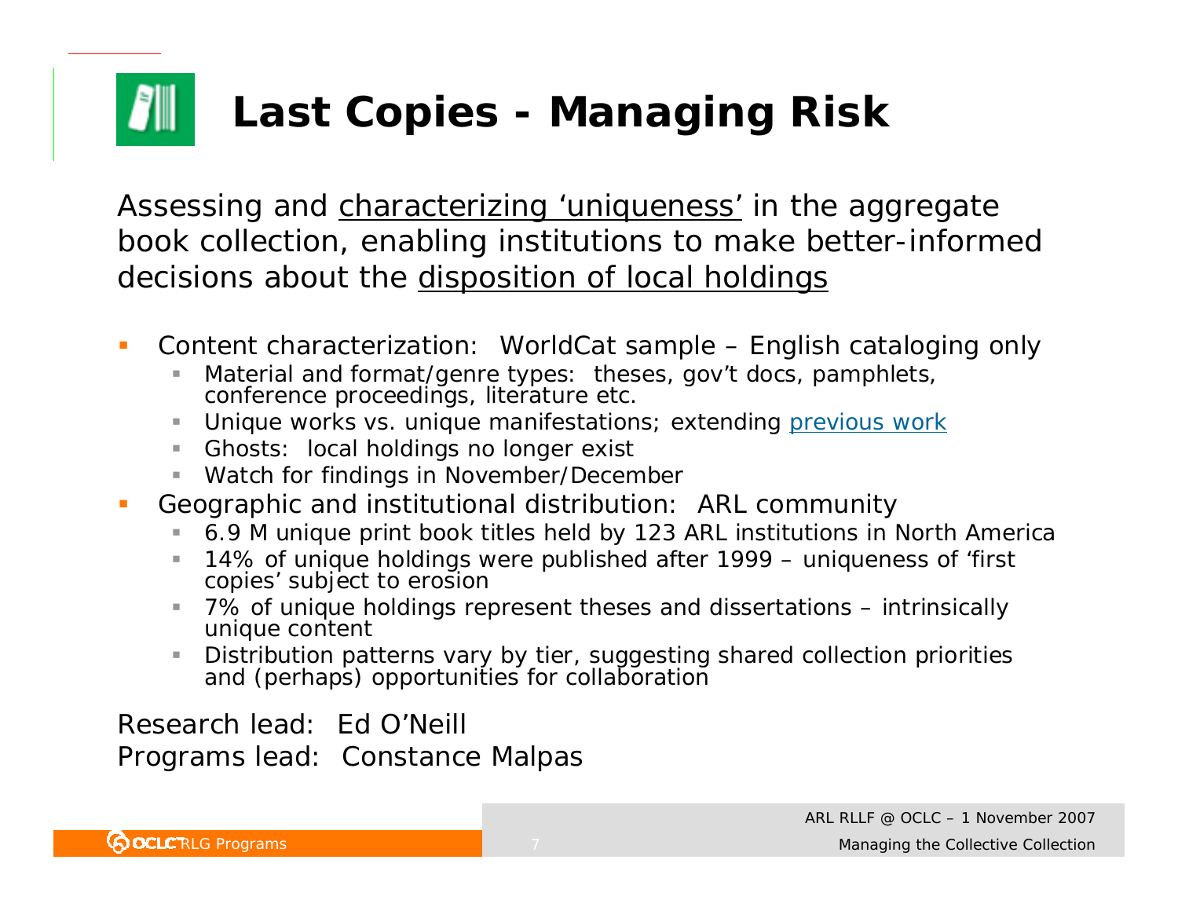# Last Copies - Managing Risk

Assessing and characterizing 'uniqueness' in the aggregate book collection, enabling institutions to make better-informed decisions about the disposition of local holdings

- Content characterization: WorldCat sample – English cataloging only
  - Material and format/genre types: theses, gov't docs, pamphlets, conference proceedings, literature etc.
  - Unique works vs. unique manifestations; extending previous work
  - Ghosts: local holdings no longer exist
  - Watch for findings in November/December
- Geographic and institutional distribution: ARL community
  - 6.9 M unique print book titles held by 123 ARL institutions in North America
  - 14% of unique holdings were published after 1999 – uniqueness of 'first copies' subject to erosion
  - 7% of unique holdings represent theses and dissertations – intrinsically unique content
  - Distribution patterns vary by tier, suggesting shared collection priorities and (perhaps) opportunities for collaboration

Research lead: Ed O'Neill
Programs lead: Constance Malpas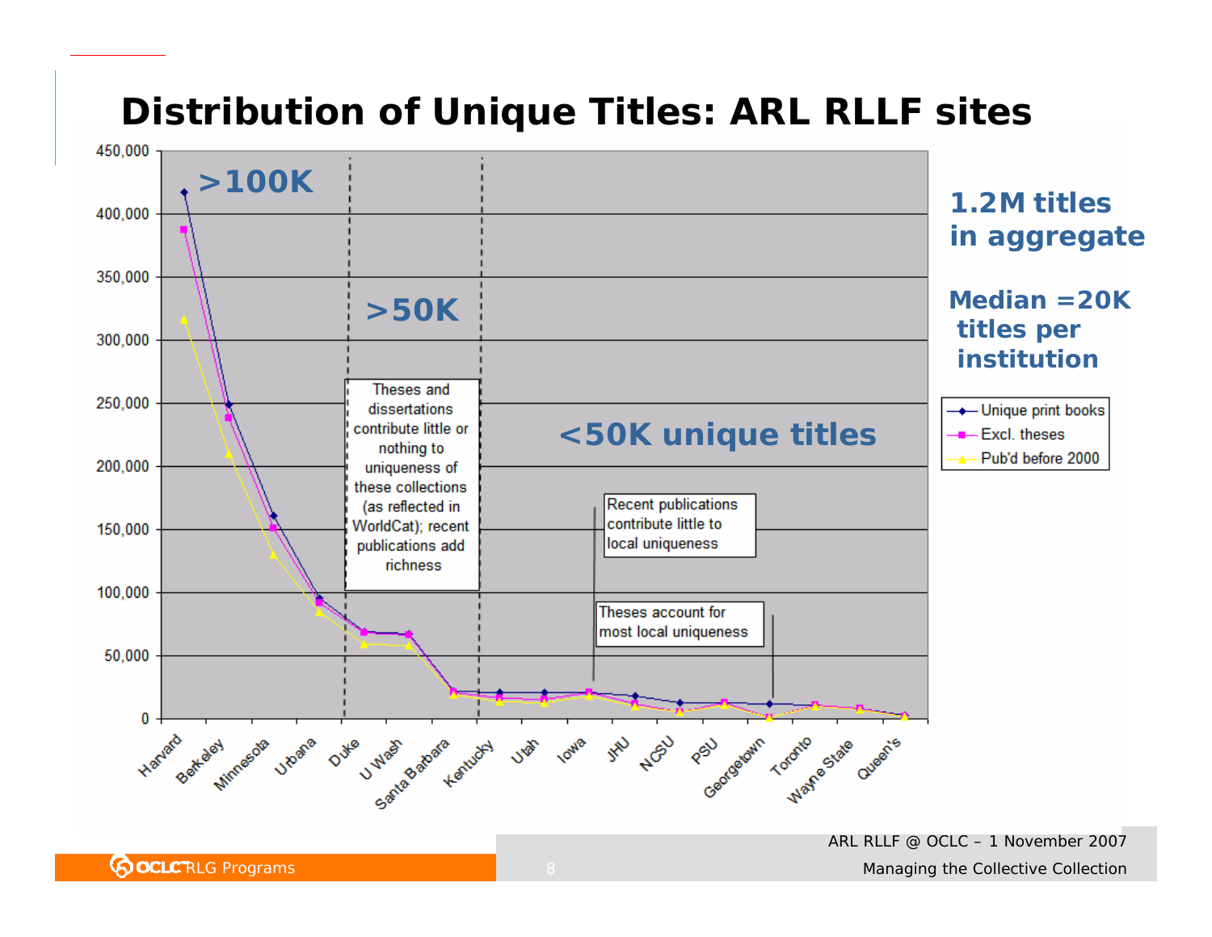# Distribution of Unique Titles: ARL RLLF sites

**1.2M titles in aggregate**

**Median =20K titles per institution**

**>100K**

**>50K**

**<50K unique titles**

Theses and dissertations contribute little or nothing to uniqueness of these collections (as reflected in WorldCat); recent publications add richness

Recent publications contribute little to local uniqueness

Theses account for most local uniqueness

Legend: Unique print books; Excl. theses; Pub'd before 2000

Y-axis: 0; 50,000; 100,000; 150,000; 200,000; 250,000; 300,000; 350,000; 400,000; 450,000

X-axis: Harvard, Berkeley, Minnesota, Urbana, Duke, U Wash, Santa Barbara, Kentucky, Utah, Iowa, JHU, NCSU, PSU, Georgetown, Toronto, Wayne State, Queen's

ARL RLLF @ OCLC – 1 November 2007

Managing the Collective Collection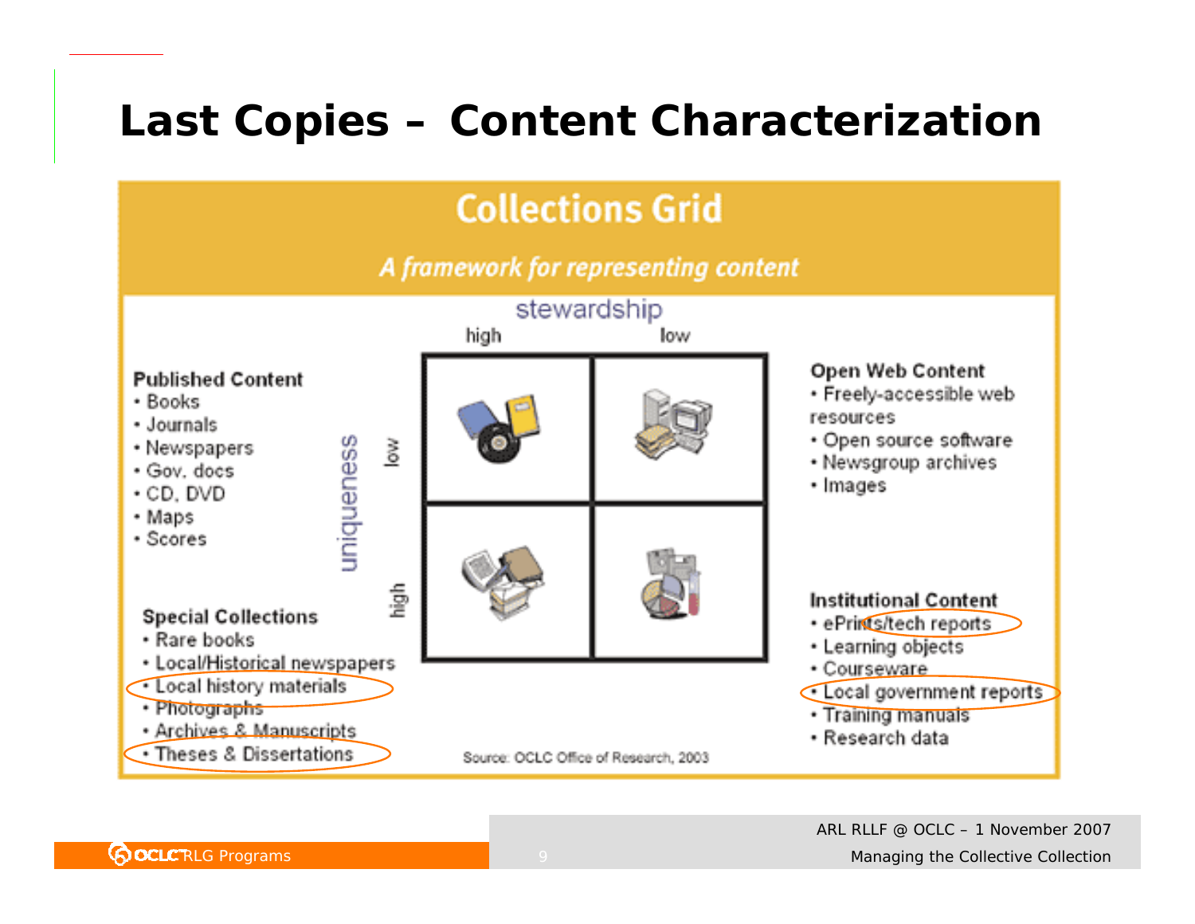# Last Copies – Content Characterization

## Collections Grid

*A framework for representing content*

stewardship: high | low

uniqueness: low | high

**Published Content**
- Books
- Journals
- Newspapers
- Gov. docs
- CD, DVD
- Maps
- Scores

**Open Web Content**
- Freely-accessible web resources
- Open source software
- Newsgroup archives
- Images

**Special Collections**
- Rare books
- Local/Historical newspapers
- Local history materials
- Photographs
- Archives & Manuscripts
- Theses & Dissertations

**Institutional Content**
- ePrints/tech reports
- Learning objects
- Courseware
- Local government reports
- Training manuals
- Research data

Source: OCLC Office of Research, 2003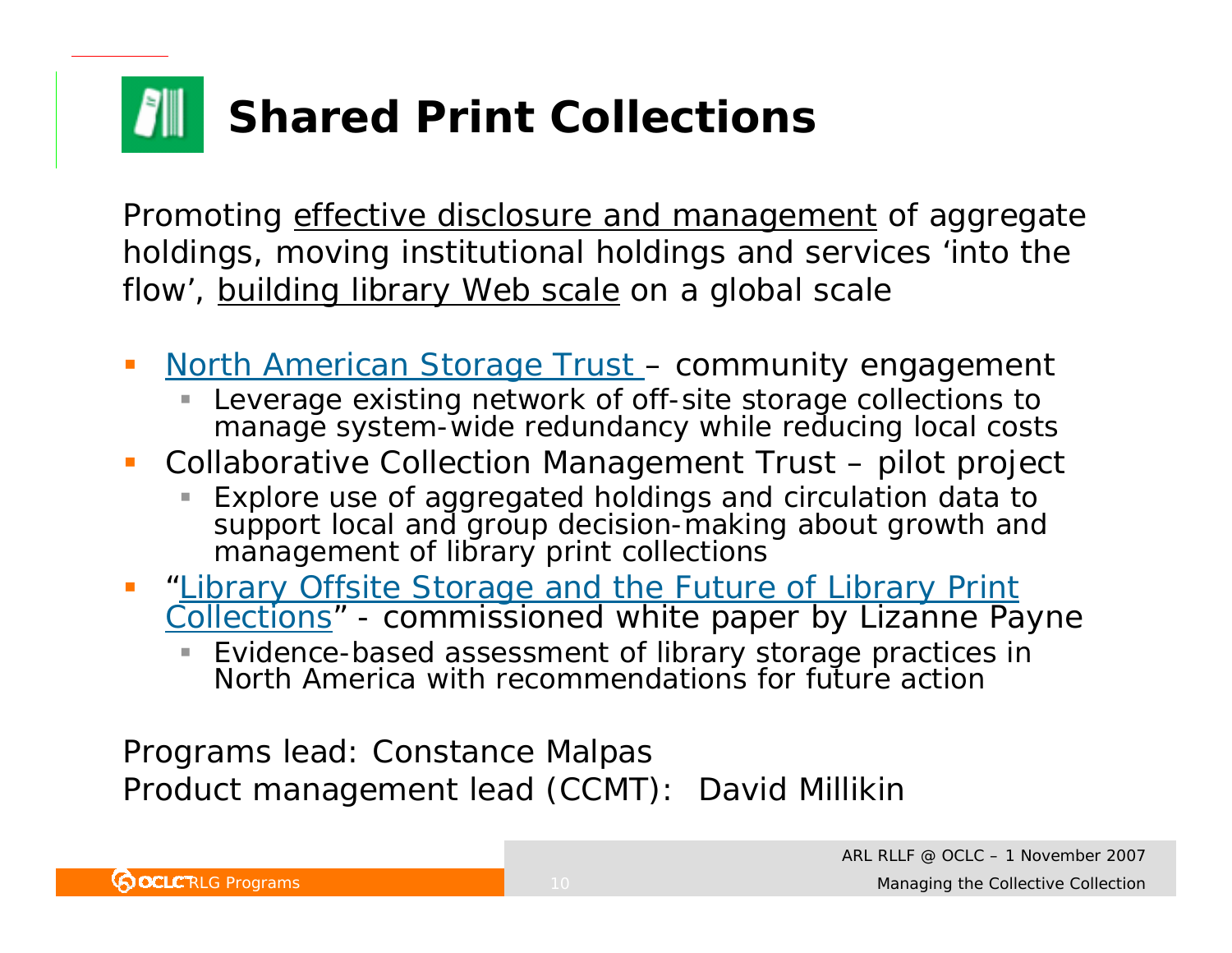# Shared Print Collections

Promoting effective disclosure and management of aggregate holdings, moving institutional holdings and services 'into the flow', building library Web scale on a global scale

- North American Storage Trust – community engagement
  - Leverage existing network of off-site storage collections to manage system-wide redundancy while reducing local costs
- Collaborative Collection Management Trust – pilot project
  - Explore use of aggregated holdings and circulation data to support local and group decision-making about growth and management of library print collections
- "Library Offsite Storage and the Future of Library Print Collections" - commissioned white paper by Lizanne Payne
  - Evidence-based assessment of library storage practices in North America with recommendations for future action

Programs lead: Constance Malpas
Product management lead (CCMT): David Millikin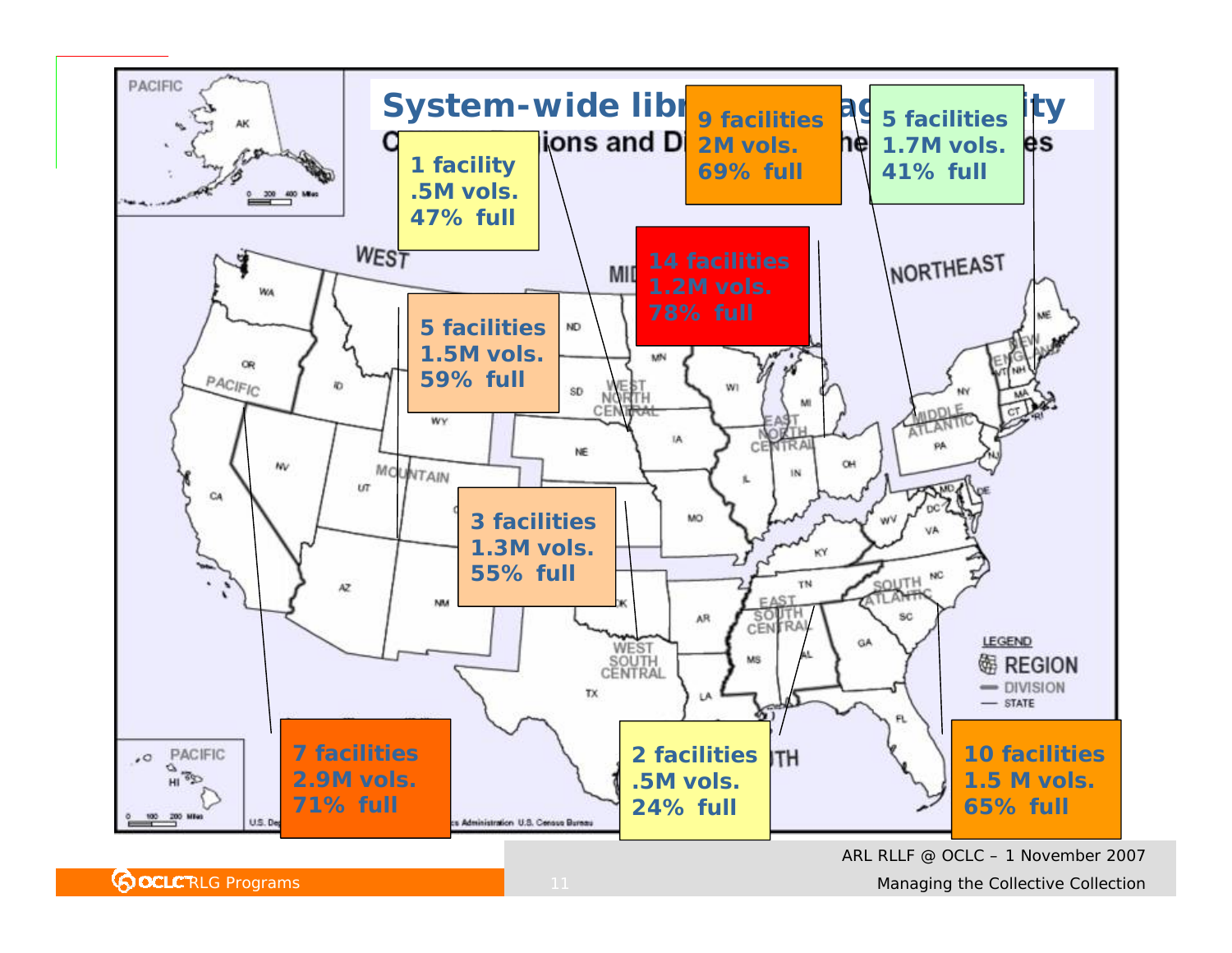# System-wide library storage capacity

Census Regions and Divisions of the United States

1 facility
.5M vols.
47% full

9 facilities
2M vols.
69% full

5 facilities
1.7M vols.
41% full

14 facilities
1.2M vols.
78% full

5 facilities
1.5M vols.
59% full

3 facilities
1.3M vols.
55% full

7 facilities
2.9M vols.
71% full

2 facilities
.5M vols.
24% full

10 facilities
1.5 M vols.
65% full

ARL RLLF @ OCLC – 1 November 2007

Managing the Collective Collection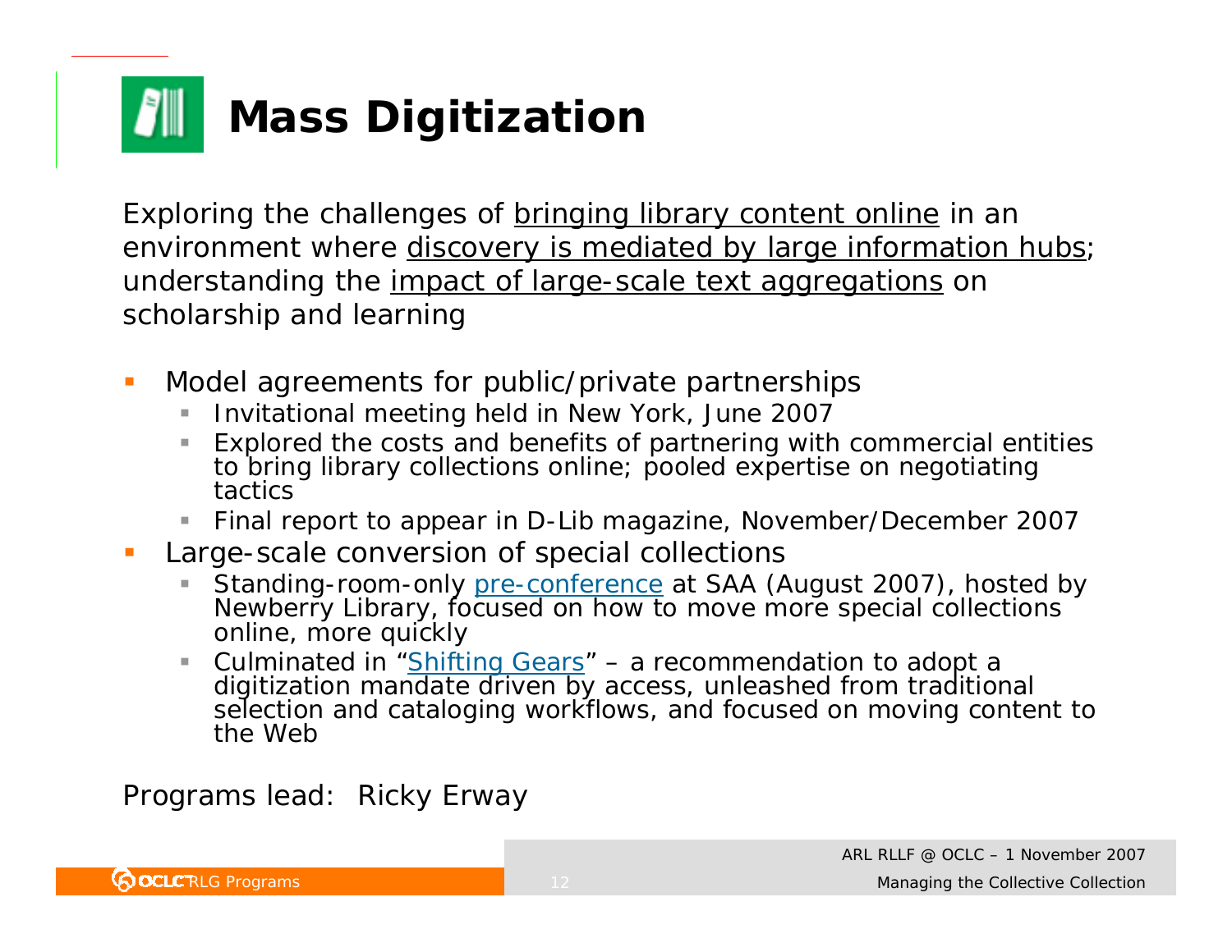# Mass Digitization

Exploring the challenges of bringing library content online in an environment where discovery is mediated by large information hubs; understanding the impact of large-scale text aggregations on scholarship and learning

- Model agreements for public/private partnerships
  - Invitational meeting held in New York, June 2007
  - Explored the costs and benefits of partnering with commercial entities to bring library collections online; pooled expertise on negotiating tactics
  - Final report to appear in D-Lib magazine, November/December 2007
- Large-scale conversion of special collections
  - Standing-room-only pre-conference at SAA (August 2007), hosted by Newberry Library, focused on how to move more special collections online, more quickly
  - Culminated in "Shifting Gears" – a recommendation to adopt a digitization mandate driven by access, unleashed from traditional selection and cataloging workflows, and focused on moving content to the Web

Programs lead: Ricky Erway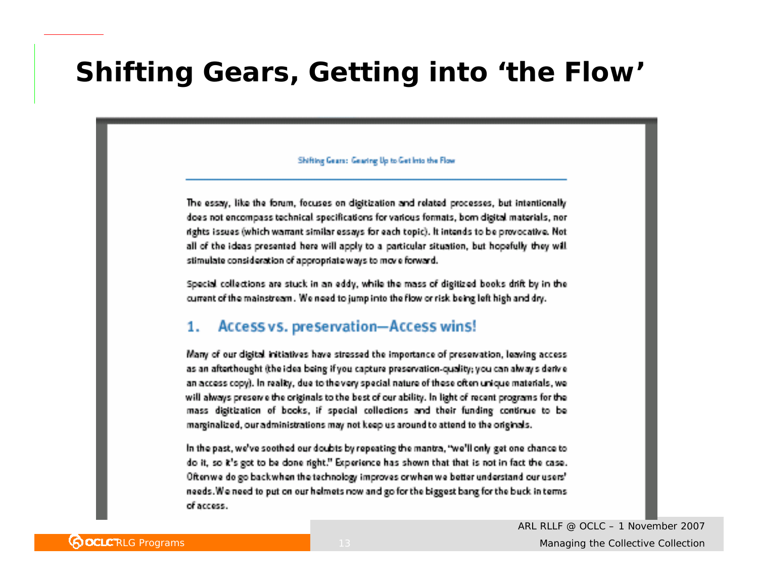# Shifting Gears, Getting into 'the Flow'

Shifting Gears: Gearing Up to Get Into the Flow

The essay, like the forum, focuses on digitization and related processes, but intentionally does not encompass technical specifications for various formats, born digital materials, nor rights issues (which warrant similar essays for each topic). It intends to be provocative. Not all of the ideas presented here will apply to a particular situation, but hopefully they will stimulate consideration of appropriate ways to move forward.

Special collections are stuck in an eddy, while the mass of digitized books drift by in the current of the mainstream. We need to jump into the flow or risk being left high and dry.

## 1. Access vs. preservation—Access wins!

Many of our digital initiatives have stressed the importance of preservation, leaving access as an afterthought (the idea being if you capture preservation-quality; you can always derive an access copy). In reality, due to the very special nature of these often unique materials, we will always preserve the originals to the best of our ability. In light of recent programs for the mass digitization of books, if special collections and their funding continue to be marginalized, our administrations may not keep us around to attend to the originals.

In the past, we've soothed our doubts by repeating the mantra, "we'll only get one chance to do it, so it's got to be done right." Experience has shown that that is not in fact the case. Often we do go back when the technology improves or when we better understand our users' needs. We need to put on our helmets now and go for the biggest bang for the buck in terms of access.

OCLC RLG Programs

ARL RLLF @ OCLC – 1 November 2007

Managing the Collective Collection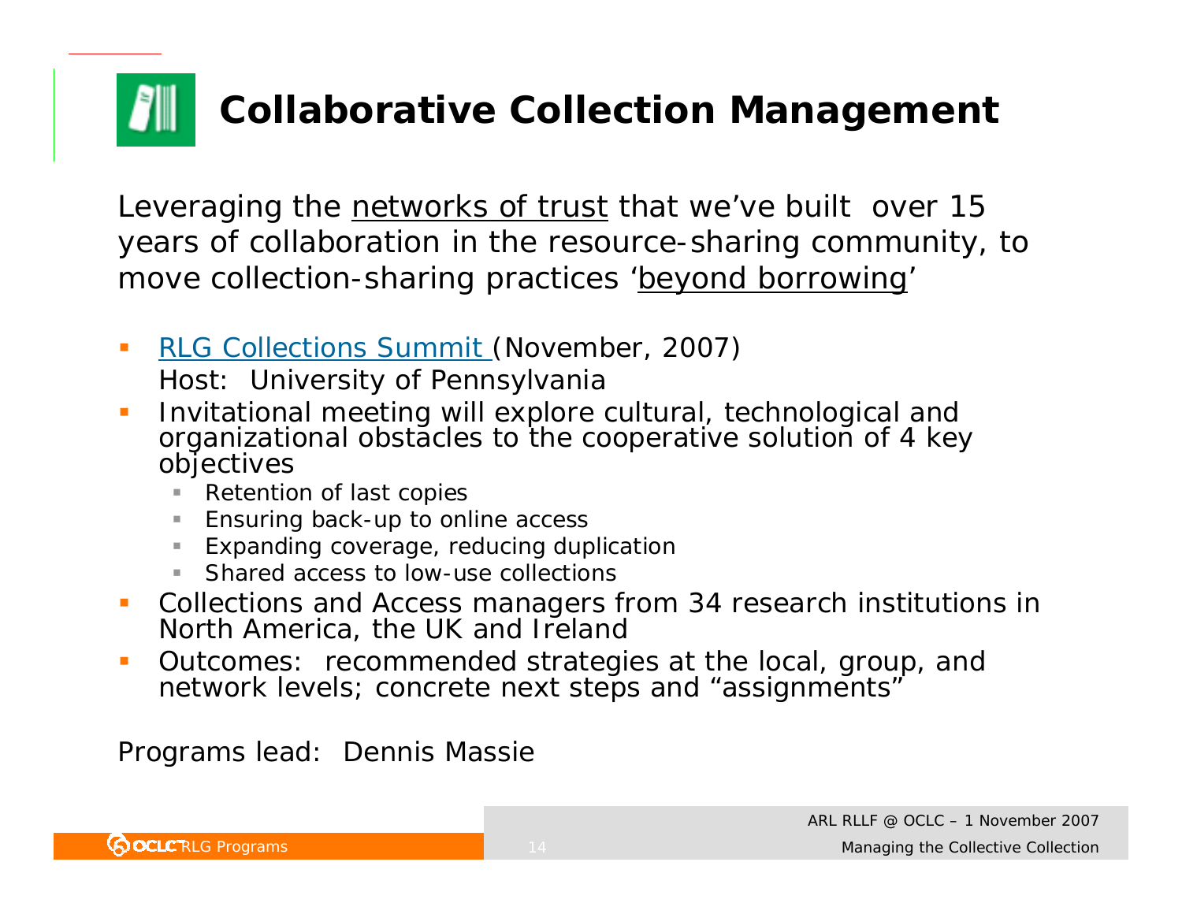# Collaborative Collection Management

Leveraging the <u>networks of trust</u> that we've built over 15 years of collaboration in the resource-sharing community, to move collection-sharing practices '<u>beyond borrowing</u>'

- [RLG Collections Summit](#) (November, 2007)
  Host: University of Pennsylvania
- Invitational meeting will explore cultural, technological and organizational obstacles to the cooperative solution of 4 key objectives
  - Retention of last copies
  - Ensuring back-up to online access
  - Expanding coverage, reducing duplication
  - Shared access to low-use collections
- Collections and Access managers from 34 research institutions in North America, the UK and Ireland
- Outcomes: recommended strategies at the local, group, and network levels; concrete next steps and "assignments"

Programs lead: Dennis Massie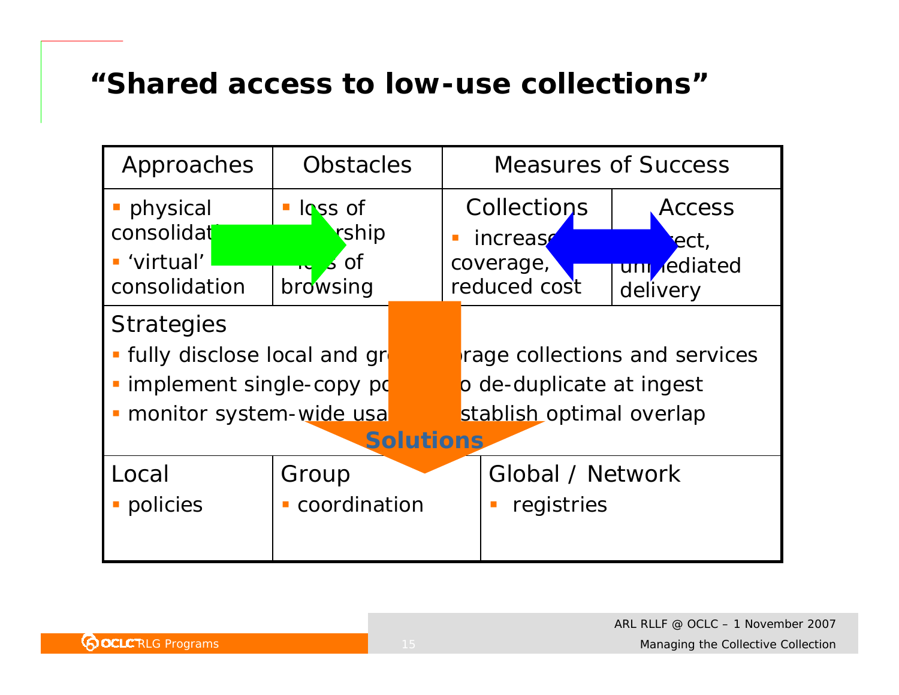# "Shared access to low-use collections"

| Approaches | Obstacles | Measures of Success | |
|---|---|---|---|
| | | Collections | Access |
| ▪ physical consolidation<br>▪ 'virtual' consolidation | ▪ loss of ownership<br>▪ loss of browsing | ▪ increased coverage, reduced cost | ▪ direct, unmediated delivery |

**Strategies**

- fully disclose local and group storage collections and services
- implement single-copy policy to de-duplicate at ingest
- monitor system-wide usage to establish optimal overlap

**Solutions**

| Local | Group | Global / Network |
|---|---|---|
| ▪ policies | ▪ coordination | ▪ registries |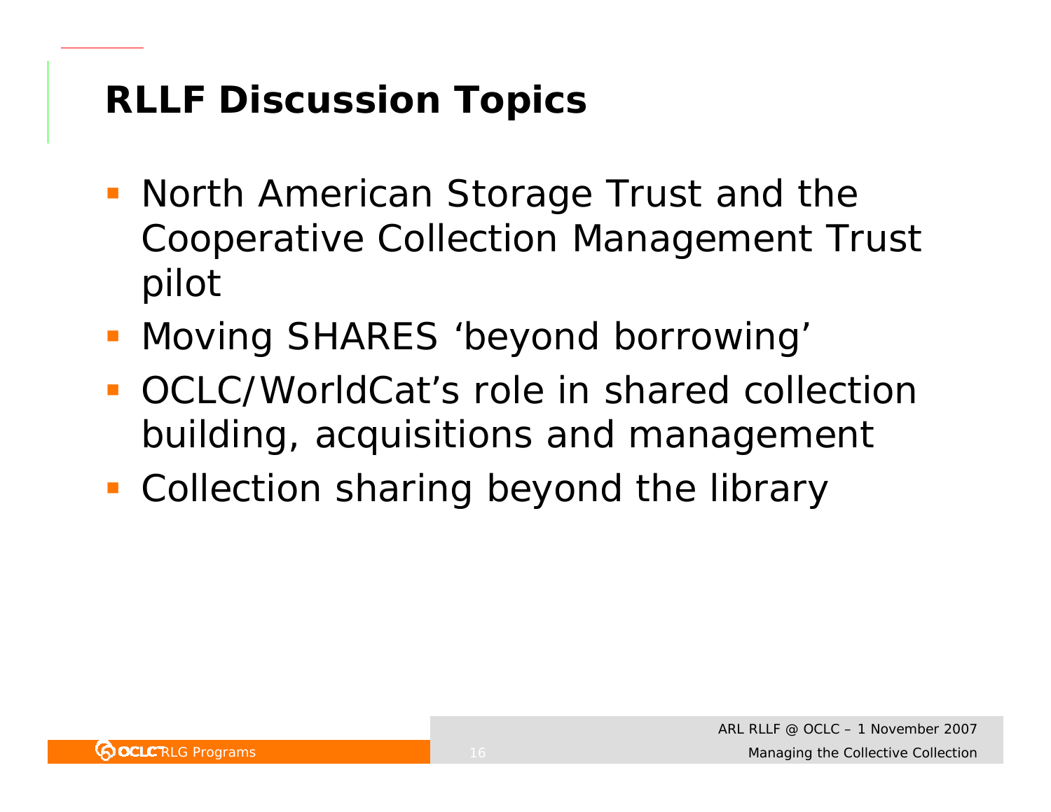# RLLF Discussion Topics

- North American Storage Trust and the Cooperative Collection Management Trust pilot
- Moving SHARES 'beyond borrowing'
- OCLC/WorldCat's role in shared collection building, acquisitions and management
- Collection sharing beyond the library